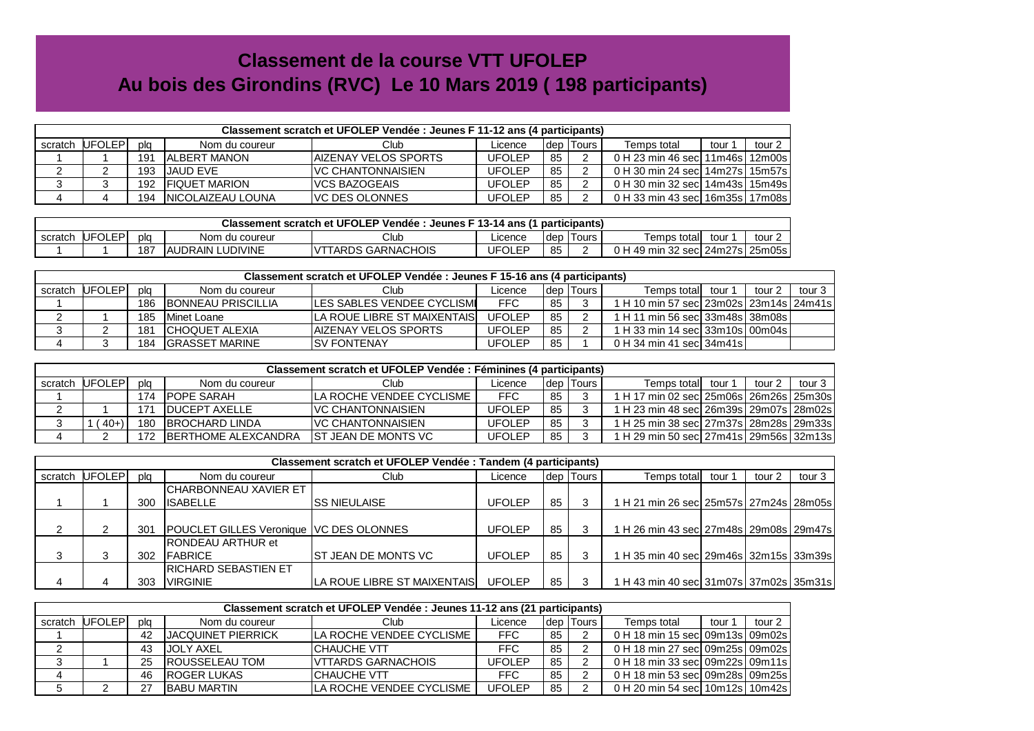# Classement de la course VTT UFOLEP

## Au bois des Girondins (RVC) Le 10 Mars 2019 ( 198 participants)

| Classement scratch et UFOLEP Vendée : Jeunes F 11-12 ans (4 participants) | | | | | | | | | | |
|---|---|---|---|---|---|---|---|---|---|---|
| scratch | UFOLEP | plq | Nom du coureur | Club | Licence | dep | Tours | Temps total | tour 1 | tour 2 |
| 1 | 1 | 191 | ALBERT MANON | AIZENAY VELOS SPORTS | UFOLEP | 85 | 2 | 0 H 23 min 46 sec | 11m46s | 12m00s |
| 2 | 2 | 193 | JAUD EVE | VC CHANTONNAISIEN | UFOLEP | 85 | 2 | 0 H 30 min 24 sec | 14m27s | 15m57s |
| 3 | 3 | 192 | FIQUET MARION | VCS BAZOGEAIS | UFOLEP | 85 | 2 | 0 H 30 min 32 sec | 14m43s | 15m49s |
| 4 | 4 | 194 | NICOLAIZEAU LOUNA | VC DES OLONNES | UFOLEP | 85 | 2 | 0 H 33 min 43 sec | 16m35s | 17m08s |

| Classement scratch et UFOLEP Vendée : Jeunes F 13-14 ans (1 participants) | | | | | | | | | | |
|---|---|---|---|---|---|---|---|---|---|---|
| scratch | UFOLEP | plq | Nom du coureur | Club | Licence | dep | Tours | Temps total | tour 1 | tour 2 |
| 1 | 1 | 187 | AUDRAIN LUDIVINE | VTTARDS GARNACHOIS | UFOLEP | 85 | 2 | 0 H 49 min 32 sec | 24m27s | 25m05s |

| Classement scratch et UFOLEP Vendée : Jeunes F 15-16 ans (4 participants) | | | | | | | | | | | |
|---|---|---|---|---|---|---|---|---|---|---|---|
| scratch | UFOLEP | plq | Nom du coureur | Club | Licence | dep | Tours | Temps total | tour 1 | tour 2 | tour 3 |
| 1 | | 186 | BONNEAU PRISCILLIA | LES SABLES VENDEE CYCLISME | FFC | 85 | 3 | 1 H 10 min 57 sec | 23m02s | 23m14s | 24m41s |
| 2 | 1 | 185 | Minet Loane | LA ROUE LIBRE ST MAIXENTAIS | UFOLEP | 85 | 2 | 1 H 11 min 56 sec | 33m48s | 38m08s | |
| 3 | 2 | 181 | CHOQUET ALEXIA | AIZENAY VELOS SPORTS | UFOLEP | 85 | 2 | 1 H 33 min 14 sec | 33m10s | 00m04s | |
| 4 | 3 | 184 | GRASSET MARINE | SV FONTENAY | UFOLEP | 85 | 1 | 0 H 34 min 41 sec | 34m41s | | |

| Classement scratch et UFOLEP Vendée : Féminines (4 participants) | | | | | | | | | | | |
|---|---|---|---|---|---|---|---|---|---|---|---|
| scratch | UFOLEP | plq | Nom du coureur | Club | Licence | dep | Tours | Temps total | tour 1 | tour 2 | tour 3 |
| 1 | | 174 | POPE SARAH | LA ROCHE VENDEE CYCLISME | FFC | 85 | 3 | 1 H 17 min 02 sec | 25m06s | 26m26s | 25m30s |
| 2 | 1 | 171 | DUCEPT AXELLE | VC CHANTONNAISIEN | UFOLEP | 85 | 3 | 1 H 23 min 48 sec | 26m39s | 29m07s | 28m02s |
| 3 | 1 ( 40+) | 180 | BROCHARD LINDA | VC CHANTONNAISIEN | UFOLEP | 85 | 3 | 1 H 25 min 38 sec | 27m37s | 28m28s | 29m33s |
| 4 | 2 | 172 | BERTHOME ALEXCANDRA | ST JEAN DE MONTS VC | UFOLEP | 85 | 3 | 1 H 29 min 50 sec | 27m41s | 29m56s | 32m13s |

| Classement scratch et UFOLEP Vendée : Tandem (4 participants) | | | | | | | | | | | |
|---|---|---|---|---|---|---|---|---|---|---|---|
| scratch | UFOLEP | plq | Nom du coureur | Club | Licence | dep | Tours | Temps total | tour 1 | tour 2 | tour 3 |
| 1 | 1 | 300 | CHARBONNEAU XAVIER ET ISABELLE | SS NIEULAISE | UFOLEP | 85 | 3 | 1 H 21 min 26 sec | 25m57s | 27m24s | 28m05s |
| 2 | 2 | 301 | POUCLET GILLES Veronique | VC DES OLONNES | UFOLEP | 85 | 3 | 1 H 26 min 43 sec | 27m48s | 29m08s | 29m47s |
| 3 | 3 | 302 | RONDEAU ARTHUR et FABRICE | ST JEAN DE MONTS VC | UFOLEP | 85 | 3 | 1 H 35 min 40 sec | 29m46s | 32m15s | 33m39s |
| 4 | 4 | 303 | RICHARD SEBASTIEN ET VIRGINIE | LA ROUE LIBRE ST MAIXENTAIS | UFOLEP | 85 | 3 | 1 H 43 min 40 sec | 31m07s | 37m02s | 35m31s |

| Classement scratch et UFOLEP Vendée : Jeunes 11-12 ans (21 participants) | | | | | | | | | | |
|---|---|---|---|---|---|---|---|---|---|---|
| scratch | UFOLEP | plq | Nom du coureur | Club | Licence | dep | Tours | Temps total | tour 1 | tour 2 |
| 1 | | 42 | JACQUINET PIERRICK | LA ROCHE VENDEE CYCLISME | FFC | 85 | 2 | 0 H 18 min 15 sec | 09m13s | 09m02s |
| 2 | | 43 | JOLY AXEL | CHAUCHE VTT | FFC | 85 | 2 | 0 H 18 min 27 sec | 09m25s | 09m02s |
| 3 | 1 | 25 | ROUSSELEAU TOM | VTTARDS GARNACHOIS | UFOLEP | 85 | 2 | 0 H 18 min 33 sec | 09m22s | 09m11s |
| 4 | | 46 | ROGER LUKAS | CHAUCHE VTT | FFC | 85 | 2 | 0 H 18 min 53 sec | 09m28s | 09m25s |
| 5 | 2 | 27 | BABU MARTIN | LA ROCHE VENDEE CYCLISME | UFOLEP | 85 | 2 | 0 H 20 min 54 sec | 10m12s | 10m42s |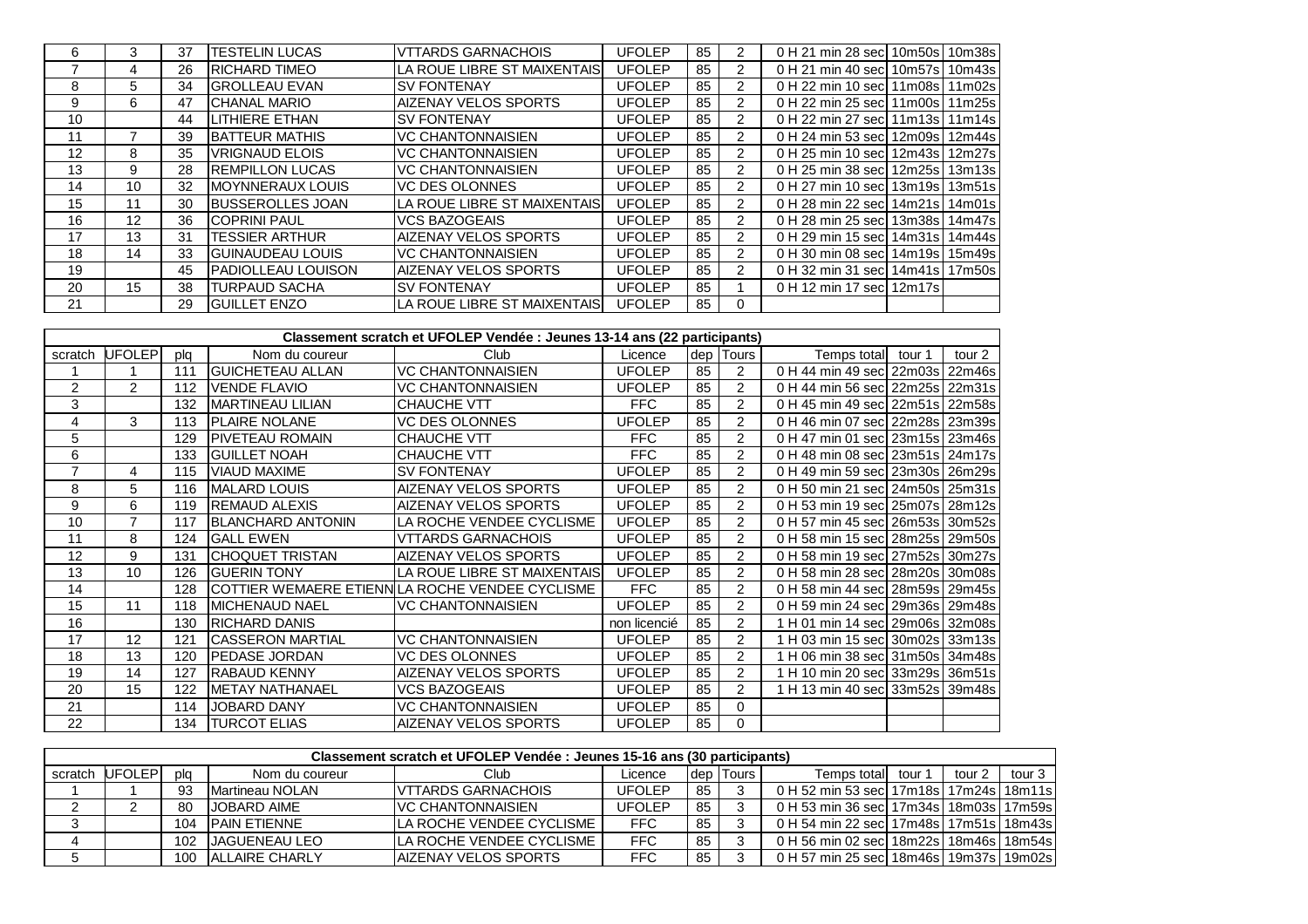| 6 | 3 | 37 | TESTELIN LUCAS | VTTARDS GARNACHOIS | UFOLEP | 85 | 2 | 0 H 21 min 28 sec | 10m50s | 10m38s |
|---|---|---|---|---|---|---|---|---|---|---|
| 7 | 4 | 26 | RICHARD TIMEO | LA ROUE LIBRE ST MAIXENTAIS | UFOLEP | 85 | 2 | 0 H 21 min 40 sec | 10m57s | 10m43s |
| 8 | 5 | 34 | GROLLEAU EVAN | SV FONTENAY | UFOLEP | 85 | 2 | 0 H 22 min 10 sec | 11m08s | 11m02s |
| 9 | 6 | 47 | CHANAL MARIO | AIZENAY VELOS SPORTS | UFOLEP | 85 | 2 | 0 H 22 min 25 sec | 11m00s | 11m25s |
| 10 | | 44 | LITHIERE ETHAN | SV FONTENAY | UFOLEP | 85 | 2 | 0 H 22 min 27 sec | 11m13s | 11m14s |
| 11 | 7 | 39 | BATTEUR MATHIS | VC CHANTONNAISIEN | UFOLEP | 85 | 2 | 0 H 24 min 53 sec | 12m09s | 12m44s |
| 12 | 8 | 35 | VRIGNAUD ELOIS | VC CHANTONNAISIEN | UFOLEP | 85 | 2 | 0 H 25 min 10 sec | 12m43s | 12m27s |
| 13 | 9 | 28 | REMPILLON LUCAS | VC CHANTONNAISIEN | UFOLEP | 85 | 2 | 0 H 25 min 38 sec | 12m25s | 13m13s |
| 14 | 10 | 32 | MOYNNERAUX LOUIS | VC DES OLONNES | UFOLEP | 85 | 2 | 0 H 27 min 10 sec | 13m19s | 13m51s |
| 15 | 11 | 30 | BUSSEROLLES JOAN | LA ROUE LIBRE ST MAIXENTAIS | UFOLEP | 85 | 2 | 0 H 28 min 22 sec | 14m21s | 14m01s |
| 16 | 12 | 36 | COPRINI PAUL | VCS BAZOGEAIS | UFOLEP | 85 | 2 | 0 H 28 min 25 sec | 13m38s | 14m47s |
| 17 | 13 | 31 | TESSIER ARTHUR | AIZENAY VELOS SPORTS | UFOLEP | 85 | 2 | 0 H 29 min 15 sec | 14m31s | 14m44s |
| 18 | 14 | 33 | GUINAUDEAU LOUIS | VC CHANTONNAISIEN | UFOLEP | 85 | 2 | 0 H 30 min 08 sec | 14m19s | 15m49s |
| 19 | | 45 | PADIOLLEAU LOUISON | AIZENAY VELOS SPORTS | UFOLEP | 85 | 2 | 0 H 32 min 31 sec | 14m41s | 17m50s |
| 20 | 15 | 38 | TURPAUD SACHA | SV FONTENAY | UFOLEP | 85 | 1 | 0 H 12 min 17 sec | 12m17s | |
| 21 | | 29 | GUILLET ENZO | LA ROUE LIBRE ST MAIXENTAIS | UFOLEP | 85 | 0 | | | |

**Classement scratch et UFOLEP Vendée : Jeunes 13-14 ans (22 participants)**

| scratch | UFOLEP | plq | Nom du coureur | Club | Licence | dep | Tours | Temps total | tour 1 | tour 2 |
|---|---|---|---|---|---|---|---|---|---|---|
| 1 | 1 | 111 | GUICHETEAU ALLAN | VC CHANTONNAISIEN | UFOLEP | 85 | 2 | 0 H 44 min 49 sec | 22m03s | 22m46s |
| 2 | 2 | 112 | VENDE FLAVIO | VC CHANTONNAISIEN | UFOLEP | 85 | 2 | 0 H 44 min 56 sec | 22m25s | 22m31s |
| 3 | | 132 | MARTINEAU LILIAN | CHAUCHE VTT | FFC | 85 | 2 | 0 H 45 min 49 sec | 22m51s | 22m58s |
| 4 | 3 | 113 | PLAIRE NOLANE | VC DES OLONNES | UFOLEP | 85 | 2 | 0 H 46 min 07 sec | 22m28s | 23m39s |
| 5 | | 129 | PIVETEAU ROMAIN | CHAUCHE VTT | FFC | 85 | 2 | 0 H 47 min 01 sec | 23m15s | 23m46s |
| 6 | | 133 | GUILLET NOAH | CHAUCHE VTT | FFC | 85 | 2 | 0 H 48 min 08 sec | 23m51s | 24m17s |
| 7 | 4 | 115 | VIAUD MAXIME | SV FONTENAY | UFOLEP | 85 | 2 | 0 H 49 min 59 sec | 23m30s | 26m29s |
| 8 | 5 | 116 | MALARD LOUIS | AIZENAY VELOS SPORTS | UFOLEP | 85 | 2 | 0 H 50 min 21 sec | 24m50s | 25m31s |
| 9 | 6 | 119 | REMAUD ALEXIS | AIZENAY VELOS SPORTS | UFOLEP | 85 | 2 | 0 H 53 min 19 sec | 25m07s | 28m12s |
| 10 | 7 | 117 | BLANCHARD ANTONIN | LA ROCHE VENDEE CYCLISME | UFOLEP | 85 | 2 | 0 H 57 min 45 sec | 26m53s | 30m52s |
| 11 | 8 | 124 | GALL EWEN | VTTARDS GARNACHOIS | UFOLEP | 85 | 2 | 0 H 58 min 15 sec | 28m25s | 29m50s |
| 12 | 9 | 131 | CHOQUET TRISTAN | AIZENAY VELOS SPORTS | UFOLEP | 85 | 2 | 0 H 58 min 19 sec | 27m52s | 30m27s |
| 13 | 10 | 126 | GUERIN TONY | LA ROUE LIBRE ST MAIXENTAIS | UFOLEP | 85 | 2 | 0 H 58 min 28 sec | 28m20s | 30m08s |
| 14 | | 128 | COTTIER WEMAERE ETIENN | LA ROCHE VENDEE CYCLISME | FFC | 85 | 2 | 0 H 58 min 44 sec | 28m59s | 29m45s |
| 15 | 11 | 118 | MICHENAUD NAEL | VC CHANTONNAISIEN | UFOLEP | 85 | 2 | 0 H 59 min 24 sec | 29m36s | 29m48s |
| 16 | | 130 | RICHARD DANIS | | non licencié | 85 | 2 | 1 H 01 min 14 sec | 29m06s | 32m08s |
| 17 | 12 | 121 | CASSERON MARTIAL | VC CHANTONNAISIEN | UFOLEP | 85 | 2 | 1 H 03 min 15 sec | 30m02s | 33m13s |
| 18 | 13 | 120 | PEDASE JORDAN | VC DES OLONNES | UFOLEP | 85 | 2 | 1 H 06 min 38 sec | 31m50s | 34m48s |
| 19 | 14 | 127 | RABAUD KENNY | AIZENAY VELOS SPORTS | UFOLEP | 85 | 2 | 1 H 10 min 20 sec | 33m29s | 36m51s |
| 20 | 15 | 122 | METAY NATHANAEL | VCS BAZOGEAIS | UFOLEP | 85 | 2 | 1 H 13 min 40 sec | 33m52s | 39m48s |
| 21 | | 114 | JOBARD DANY | VC CHANTONNAISIEN | UFOLEP | 85 | 0 | | | |
| 22 | | 134 | TURCOT ELIAS | AIZENAY VELOS SPORTS | UFOLEP | 85 | 0 | | | |

**Classement scratch et UFOLEP Vendée : Jeunes 15-16 ans (30 participants)**

| scratch | UFOLEP | plq | Nom du coureur | Club | Licence | dep | Tours | Temps total | tour 1 | tour 2 | tour 3 |
|---|---|---|---|---|---|---|---|---|---|---|---|
| 1 | 1 | 93 | Martineau NOLAN | VTTARDS GARNACHOIS | UFOLEP | 85 | 3 | 0 H 52 min 53 sec | 17m18s | 17m24s | 18m11s |
| 2 | 2 | 80 | JOBARD AIME | VC CHANTONNAISIEN | UFOLEP | 85 | 3 | 0 H 53 min 36 sec | 17m34s | 18m03s | 17m59s |
| 3 | | 104 | PAIN ETIENNE | LA ROCHE VENDEE CYCLISME | FFC | 85 | 3 | 0 H 54 min 22 sec | 17m48s | 17m51s | 18m43s |
| 4 | | 102 | JAGUENEAU LEO | LA ROCHE VENDEE CYCLISME | FFC | 85 | 3 | 0 H 56 min 02 sec | 18m22s | 18m46s | 18m54s |
| 5 | | 100 | ALLAIRE CHARLY | AIZENAY VELOS SPORTS | FFC | 85 | 3 | 0 H 57 min 25 sec | 18m46s | 19m37s | 19m02s |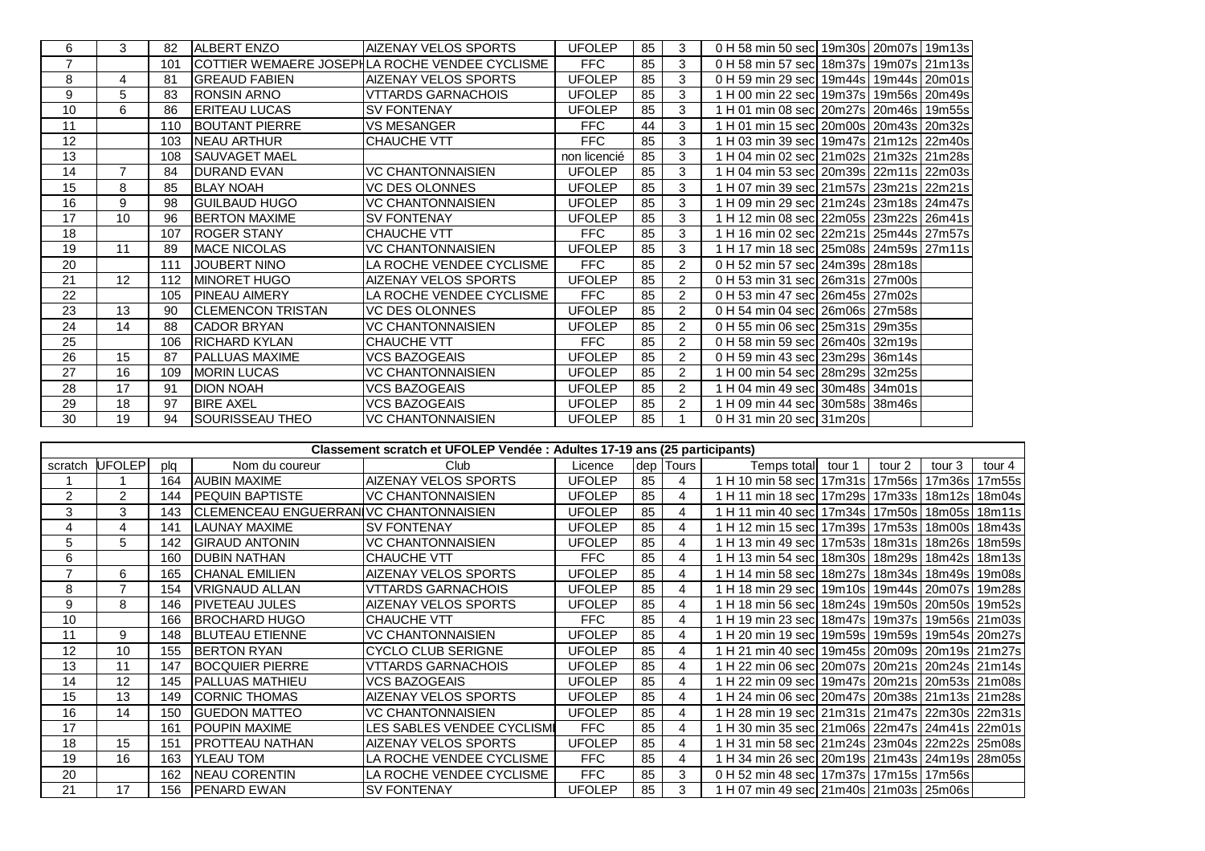| | | | | | | | | | | | |
|---|---|---|---|---|---|---|---|---|---|---|---|
| 6 | 3 | 82 | ALBERT ENZO | AIZENAY VELOS SPORTS | UFOLEP | 85 | 3 | 0 H 58 min 50 sec | 19m30s | 20m07s | 19m13s |
| 7 | | 101 | COTTIER WEMAERE JOSEPH | LA ROCHE VENDEE CYCLISME | FFC | 85 | 3 | 0 H 58 min 57 sec | 18m37s | 19m07s | 21m13s |
| 8 | 4 | 81 | GREAUD FABIEN | AIZENAY VELOS SPORTS | UFOLEP | 85 | 3 | 0 H 59 min 29 sec | 19m44s | 19m44s | 20m01s |
| 9 | 5 | 83 | RONSIN ARNO | VTTARDS GARNACHOIS | UFOLEP | 85 | 3 | 1 H 00 min 22 sec | 19m37s | 19m56s | 20m49s |
| 10 | 6 | 86 | ERITEAU LUCAS | SV FONTENAY | UFOLEP | 85 | 3 | 1 H 01 min 08 sec | 20m27s | 20m46s | 19m55s |
| 11 | | 110 | BOUTANT PIERRE | VS MESANGER | FFC | 44 | 3 | 1 H 01 min 15 sec | 20m00s | 20m43s | 20m32s |
| 12 | | 103 | NEAU ARTHUR | CHAUCHE VTT | FFC | 85 | 3 | 1 H 03 min 39 sec | 19m47s | 21m12s | 22m40s |
| 13 | | 108 | SAUVAGET MAEL | | non licencié | 85 | 3 | 1 H 04 min 02 sec | 21m02s | 21m32s | 21m28s |
| 14 | 7 | 84 | DURAND EVAN | VC CHANTONNAISIEN | UFOLEP | 85 | 3 | 1 H 04 min 53 sec | 20m39s | 22m11s | 22m03s |
| 15 | 8 | 85 | BLAY NOAH | VC DES OLONNES | UFOLEP | 85 | 3 | 1 H 07 min 39 sec | 21m57s | 23m21s | 22m21s |
| 16 | 9 | 98 | GUILBAUD HUGO | VC CHANTONNAISIEN | UFOLEP | 85 | 3 | 1 H 09 min 29 sec | 21m24s | 23m18s | 24m47s |
| 17 | 10 | 96 | BERTON MAXIME | SV FONTENAY | UFOLEP | 85 | 3 | 1 H 12 min 08 sec | 22m05s | 23m22s | 26m41s |
| 18 | | 107 | ROGER STANY | CHAUCHE VTT | FFC | 85 | 3 | 1 H 16 min 02 sec | 22m21s | 25m44s | 27m57s |
| 19 | 11 | 89 | MACE NICOLAS | VC CHANTONNAISIEN | UFOLEP | 85 | 3 | 1 H 17 min 18 sec | 25m08s | 24m59s | 27m11s |
| 20 | | 111 | JOUBERT NINO | LA ROCHE VENDEE CYCLISME | FFC | 85 | 2 | 0 H 52 min 57 sec | 24m39s | 28m18s | |
| 21 | 12 | 112 | MINORET HUGO | AIZENAY VELOS SPORTS | UFOLEP | 85 | 2 | 0 H 53 min 31 sec | 26m31s | 27m00s | |
| 22 | | 105 | PINEAU AIMERY | LA ROCHE VENDEE CYCLISME | FFC | 85 | 2 | 0 H 53 min 47 sec | 26m45s | 27m02s | |
| 23 | 13 | 90 | CLEMENCEAU TRISTAN | VC DES OLONNES | UFOLEP | 85 | 2 | 0 H 54 min 04 sec | 26m06s | 27m58s | |
| 24 | 14 | 88 | CADOR BRYAN | VC CHANTONNAISIEN | UFOLEP | 85 | 2 | 0 H 55 min 06 sec | 25m31s | 29m35s | |
| 25 | | 106 | RICHARD KYLAN | CHAUCHE VTT | FFC | 85 | 2 | 0 H 58 min 59 sec | 26m40s | 32m19s | |
| 26 | 15 | 87 | PALLUAS MAXIME | VCS BAZOGEAIS | UFOLEP | 85 | 2 | 0 H 59 min 43 sec | 23m29s | 36m14s | |
| 27 | 16 | 109 | MORIN LUCAS | VC CHANTONNAISIEN | UFOLEP | 85 | 2 | 1 H 00 min 54 sec | 28m29s | 32m25s | |
| 28 | 17 | 91 | DION NOAH | VCS BAZOGEAIS | UFOLEP | 85 | 2 | 1 H 04 min 49 sec | 30m48s | 34m01s | |
| 29 | 18 | 97 | BIRE AXEL | VCS BAZOGEAIS | UFOLEP | 85 | 2 | 1 H 09 min 44 sec | 30m58s | 38m46s | |
| 30 | 19 | 94 | SOURISSEAU THEO | VC CHANTONNAISIEN | UFOLEP | 85 | 1 | 0 H 31 min 20 sec | 31m20s | | |

**Classement scratch et UFOLEP Vendée : Adultes 17-19 ans (25 participants)**

| scratch | UFOLEP | plq | Nom du coureur | Club | Licence | dep | Tours | Temps total | tour 1 | tour 2 | tour 3 | tour 4 |
|---|---|---|---|---|---|---|---|---|---|---|---|---|
| 1 | 1 | 164 | AUBIN MAXIME | AIZENAY VELOS SPORTS | UFOLEP | 85 | 4 | 1 H 10 min 58 sec | 17m31s | 17m56s | 17m36s | 17m55s |
| 2 | 2 | 144 | PEQUIN BAPTISTE | VC CHANTONNAISIEN | UFOLEP | 85 | 4 | 1 H 11 min 18 sec | 17m29s | 17m33s | 18m12s | 18m04s |
| 3 | 3 | 143 | CLEMENCEAU ENGUERRAN | VC CHANTONNAISIEN | UFOLEP | 85 | 4 | 1 H 11 min 40 sec | 17m34s | 17m50s | 18m05s | 18m11s |
| 4 | 4 | 141 | LAUNAY MAXIME | SV FONTENAY | UFOLEP | 85 | 4 | 1 H 12 min 15 sec | 17m39s | 17m53s | 18m00s | 18m43s |
| 5 | 5 | 142 | GIRAUD ANTONIN | VC CHANTONNAISIEN | UFOLEP | 85 | 4 | 1 H 13 min 49 sec | 17m53s | 18m31s | 18m26s | 18m59s |
| 6 | | 160 | DUBIN NATHAN | CHAUCHE VTT | FFC | 85 | 4 | 1 H 13 min 54 sec | 18m30s | 18m29s | 18m42s | 18m13s |
| 7 | 6 | 165 | CHANAL EMILIEN | AIZENAY VELOS SPORTS | UFOLEP | 85 | 4 | 1 H 14 min 58 sec | 18m27s | 18m34s | 18m49s | 19m08s |
| 8 | 7 | 154 | VRIGNAUD ALLAN | VTTARDS GARNACHOIS | UFOLEP | 85 | 4 | 1 H 18 min 29 sec | 19m10s | 19m44s | 20m07s | 19m28s |
| 9 | 8 | 146 | PIVETEAU JULES | AIZENAY VELOS SPORTS | UFOLEP | 85 | 4 | 1 H 18 min 56 sec | 18m24s | 19m50s | 20m50s | 19m52s |
| 10 | | 166 | BROCHARD HUGO | CHAUCHE VTT | FFC | 85 | 4 | 1 H 19 min 23 sec | 18m47s | 19m37s | 19m56s | 21m03s |
| 11 | 9 | 148 | BLUTEAU ETIENNE | VC CHANTONNAISIEN | UFOLEP | 85 | 4 | 1 H 20 min 19 sec | 19m59s | 19m59s | 19m54s | 20m27s |
| 12 | 10 | 155 | BERTON RYAN | CYCLO CLUB SERIGNE | UFOLEP | 85 | 4 | 1 H 21 min 40 sec | 19m45s | 20m09s | 20m19s | 21m27s |
| 13 | 11 | 147 | BOCQUIER PIERRE | VTTARDS GARNACHOIS | UFOLEP | 85 | 4 | 1 H 22 min 06 sec | 20m07s | 20m21s | 20m24s | 21m14s |
| 14 | 12 | 145 | PALLUAS MATHIEU | VCS BAZOGEAIS | UFOLEP | 85 | 4 | 1 H 22 min 09 sec | 19m47s | 20m21s | 20m53s | 21m08s |
| 15 | 13 | 149 | CORNIC THOMAS | AIZENAY VELOS SPORTS | UFOLEP | 85 | 4 | 1 H 24 min 06 sec | 20m47s | 20m38s | 21m13s | 21m28s |
| 16 | 14 | 150 | GUEDON MATTEO | VC CHANTONNAISIEN | UFOLEP | 85 | 4 | 1 H 28 min 19 sec | 21m31s | 21m47s | 22m30s | 22m31s |
| 17 | | 161 | POUPIN MAXIME | LES SABLES VENDEE CYCLISME | FFC | 85 | 4 | 1 H 30 min 35 sec | 21m06s | 22m47s | 24m41s | 22m01s |
| 18 | 15 | 151 | PROTTEAU NATHAN | AIZENAY VELOS SPORTS | UFOLEP | 85 | 4 | 1 H 31 min 58 sec | 21m24s | 23m04s | 22m22s | 25m08s |
| 19 | 16 | 163 | YLEAU TOM | LA ROCHE VENDEE CYCLISME | FFC | 85 | 4 | 1 H 34 min 26 sec | 20m19s | 21m43s | 24m19s | 28m05s |
| 20 | | 162 | NEAU CORENTIN | LA ROCHE VENDEE CYCLISME | FFC | 85 | 3 | 0 H 52 min 48 sec | 17m37s | 17m15s | 17m56s | |
| 21 | 17 | 156 | PENARD EWAN | SV FONTENAY | UFOLEP | 85 | 3 | 1 H 07 min 49 sec | 21m40s | 21m03s | 25m06s | |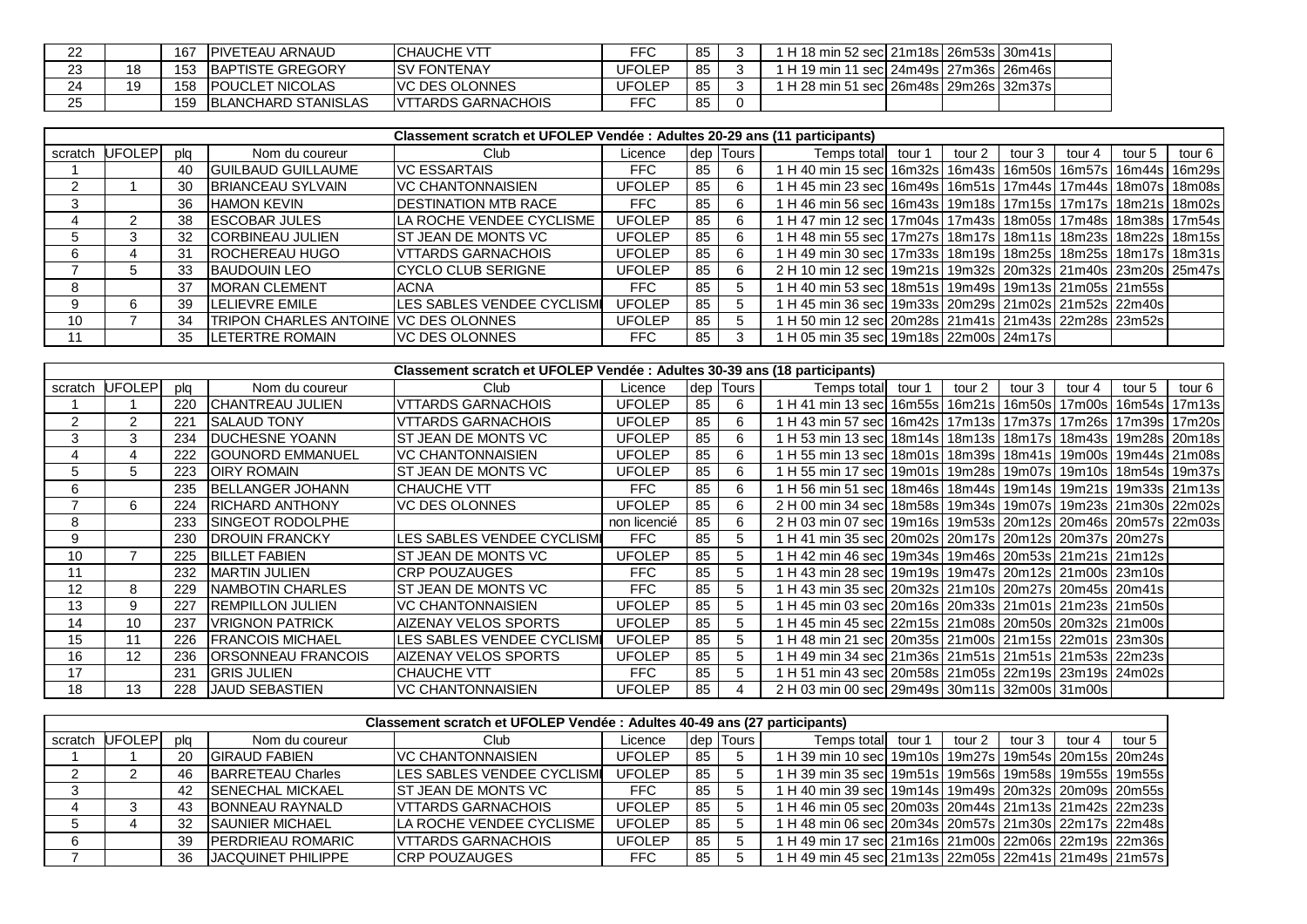| | | | | | | | | | | | | |
|---|---|---|---|---|---|---|---|---|---|---|---|---|
| 22 | | 167 | PIVETEAU ARNAUD | CHAUCHE VTT | FFC | 85 | 3 | 1 H 18 min 52 sec | 21m18s | 26m53s | 30m41s | |
| 23 | 18 | 153 | BAPTISTE GREGORY | SV FONTENAY | UFOLEP | 85 | 3 | 1 H 19 min 11 sec | 24m49s | 27m36s | 26m46s | |
| 24 | 19 | 158 | POUCLET NICOLAS | VC DES OLONNES | UFOLEP | 85 | 3 | 1 H 28 min 51 sec | 26m48s | 29m26s | 32m37s | |
| 25 | | 159 | BLANCHARD STANISLAS | VTTARDS GARNACHOIS | FFC | 85 | 0 | | | | | |

**Classement scratch et UFOLEP Vendée : Adultes 20-29 ans (11 participants)**

| scratch | UFOLEP | plq | Nom du coureur | Club | Licence | dep | Tours | Temps total | tour 1 | tour 2 | tour 3 | tour 4 | tour 5 | tour 6 |
|---|---|---|---|---|---|---|---|---|---|---|---|---|---|---|
| 1 | | 40 | GUILBAUD GUILLAUME | VC ESSARTAIS | FFC | 85 | 6 | 1 H 40 min 15 sec | 16m32s | 16m43s | 16m50s | 16m57s | 16m44s | 16m29s |
| 2 | 1 | 30 | BRIANCEAU SYLVAIN | VC CHANTONNAISIEN | UFOLEP | 85 | 6 | 1 H 45 min 23 sec | 16m49s | 16m51s | 17m44s | 17m44s | 18m07s | 18m08s |
| 3 | | 36 | HAMON KEVIN | DESTINATION MTB RACE | FFC | 85 | 6 | 1 H 46 min 56 sec | 16m43s | 19m18s | 17m15s | 17m17s | 18m21s | 18m02s |
| 4 | 2 | 38 | ESCOBAR JULES | LA ROCHE VENDEE CYCLISME | UFOLEP | 85 | 6 | 1 H 47 min 12 sec | 17m04s | 17m43s | 18m05s | 17m48s | 18m38s | 17m54s |
| 5 | 3 | 32 | CORBINEAU JULIEN | ST JEAN DE MONTS VC | UFOLEP | 85 | 6 | 1 H 48 min 55 sec | 17m27s | 18m17s | 18m11s | 18m23s | 18m22s | 18m15s |
| 6 | 4 | 31 | ROCHEREAU HUGO | VTTARDS GARNACHOIS | UFOLEP | 85 | 6 | 1 H 49 min 30 sec | 17m33s | 18m19s | 18m25s | 18m25s | 18m17s | 18m31s |
| 7 | 5 | 33 | BAUDOUIN LEO | CYCLO CLUB SERIGNE | UFOLEP | 85 | 6 | 2 H 10 min 12 sec | 19m21s | 19m32s | 20m32s | 21m40s | 23m20s | 25m47s |
| 8 | | 37 | MORAN CLEMENT | ACNA | FFC | 85 | 5 | 1 H 40 min 53 sec | 18m51s | 19m49s | 19m13s | 21m05s | 21m55s | |
| 9 | 6 | 39 | LELIEVRE EMILE | LES SABLES VENDEE CYCLISMI | UFOLEP | 85 | 5 | 1 H 45 min 36 sec | 19m33s | 20m29s | 21m02s | 21m52s | 22m40s | |
| 10 | 7 | 34 | TRIPON CHARLES ANTOINE | VC DES OLONNES | UFOLEP | 85 | 5 | 1 H 50 min 12 sec | 20m28s | 21m41s | 21m43s | 22m28s | 23m52s | |
| 11 | | 35 | LETERTRE ROMAIN | VC DES OLONNES | FFC | 85 | 3 | 1 H 05 min 35 sec | 19m18s | 22m00s | 24m17s | | | |

**Classement scratch et UFOLEP Vendée : Adultes 30-39 ans (18 participants)**

| scratch | UFOLEP | plq | Nom du coureur | Club | Licence | dep | Tours | Temps total | tour 1 | tour 2 | tour 3 | tour 4 | tour 5 | tour 6 |
|---|---|---|---|---|---|---|---|---|---|---|---|---|---|---|
| 1 | 1 | 220 | CHANTREAU JULIEN | VTTARDS GARNACHOIS | UFOLEP | 85 | 6 | 1 H 41 min 13 sec | 16m55s | 16m21s | 16m50s | 17m00s | 16m54s | 17m13s |
| 2 | 2 | 221 | SALAUD TONY | VTTARDS GARNACHOIS | UFOLEP | 85 | 6 | 1 H 43 min 57 sec | 16m42s | 17m13s | 17m37s | 17m26s | 17m39s | 17m20s |
| 3 | 3 | 234 | DUCHESNE YOANN | ST JEAN DE MONTS VC | UFOLEP | 85 | 6 | 1 H 53 min 13 sec | 18m14s | 18m13s | 18m17s | 18m43s | 19m28s | 20m18s |
| 4 | 4 | 222 | GOUNORD EMMANUEL | VC CHANTONNAISIEN | UFOLEP | 85 | 6 | 1 H 55 min 13 sec | 18m01s | 18m39s | 18m41s | 19m00s | 19m44s | 21m08s |
| 5 | 5 | 223 | OIRY ROMAIN | ST JEAN DE MONTS VC | UFOLEP | 85 | 6 | 1 H 55 min 17 sec | 19m01s | 19m28s | 19m07s | 19m10s | 18m54s | 19m37s |
| 6 | | 235 | BELLANGER JOHANN | CHAUCHE VTT | FFC | 85 | 6 | 1 H 56 min 51 sec | 18m46s | 18m44s | 19m14s | 19m21s | 19m33s | 21m13s |
| 7 | 6 | 224 | RICHARD ANTHONY | VC DES OLONNES | UFOLEP | 85 | 6 | 2 H 00 min 34 sec | 18m58s | 19m34s | 19m07s | 19m23s | 21m30s | 22m02s |
| 8 | | 233 | SINGEOT RODOLPHE | | non licencié | 85 | 6 | 2 H 03 min 07 sec | 19m16s | 19m53s | 20m12s | 20m46s | 20m57s | 22m03s |
| 9 | | 230 | DROUIN FRANCKY | LES SABLES VENDEE CYCLISMI | FFC | 85 | 5 | 1 H 41 min 35 sec | 20m02s | 20m17s | 20m12s | 20m37s | 20m27s | |
| 10 | 7 | 225 | BILLET FABIEN | ST JEAN DE MONTS VC | UFOLEP | 85 | 5 | 1 H 42 min 46 sec | 19m34s | 19m46s | 20m53s | 21m21s | 21m12s | |
| 11 | | 232 | MARTIN JULIEN | CRP POUZAUGES | FFC | 85 | 5 | 1 H 43 min 28 sec | 19m19s | 19m47s | 20m12s | 21m00s | 23m10s | |
| 12 | 8 | 229 | NAMBOTIN CHARLES | ST JEAN DE MONTS VC | FFC | 85 | 5 | 1 H 43 min 35 sec | 20m32s | 21m10s | 20m27s | 20m45s | 20m41s | |
| 13 | 9 | 227 | REMPILLON JULIEN | VC CHANTONNAISIEN | UFOLEP | 85 | 5 | 1 H 45 min 03 sec | 20m16s | 20m33s | 21m01s | 21m23s | 21m50s | |
| 14 | 10 | 237 | VRIGNON PATRICK | AIZENAY VELOS SPORTS | UFOLEP | 85 | 5 | 1 H 45 min 45 sec | 22m15s | 21m08s | 20m50s | 20m32s | 21m00s | |
| 15 | 11 | 226 | FRANCOIS MICHAEL | LES SABLES VENDEE CYCLISMI | UFOLEP | 85 | 5 | 1 H 48 min 21 sec | 20m35s | 21m00s | 21m15s | 22m01s | 23m30s | |
| 16 | 12 | 236 | ORSONNEAU FRANCOIS | AIZENAY VELOS SPORTS | UFOLEP | 85 | 5 | 1 H 49 min 34 sec | 21m36s | 21m51s | 21m51s | 21m53s | 22m23s | |
| 17 | | 231 | GRIS JULIEN | CHAUCHE VTT | FFC | 85 | 5 | 1 H 51 min 43 sec | 20m58s | 21m05s | 22m19s | 23m19s | 24m02s | |
| 18 | 13 | 228 | JAUD SEBASTIEN | VC CHANTONNAISIEN | UFOLEP | 85 | 4 | 2 H 03 min 00 sec | 29m49s | 30m11s | 32m00s | 31m00s | | |

**Classement scratch et UFOLEP Vendée : Adultes 40-49 ans (27 participants)**

| scratch | UFOLEP | plq | Nom du coureur | Club | Licence | dep | Tours | Temps total | tour 1 | tour 2 | tour 3 | tour 4 | tour 5 |
|---|---|---|---|---|---|---|---|---|---|---|---|---|---|
| 1 | 1 | 20 | GIRAUD FABIEN | VC CHANTONNAISIEN | UFOLEP | 85 | 5 | 1 H 39 min 10 sec | 19m10s | 19m27s | 19m54s | 20m15s | 20m24s |
| 2 | 2 | 46 | BARRETEAU Charles | LES SABLES VENDEE CYCLISMI | UFOLEP | 85 | 5 | 1 H 39 min 35 sec | 19m51s | 19m56s | 19m58s | 19m55s | 19m55s |
| 3 | | 42 | SENECHAL MICKAEL | ST JEAN DE MONTS VC | FFC | 85 | 5 | 1 H 40 min 39 sec | 19m14s | 19m49s | 20m32s | 20m09s | 20m55s |
| 4 | 3 | 43 | BONNEAU RAYNALD | VTTARDS GARNACHOIS | UFOLEP | 85 | 5 | 1 H 46 min 05 sec | 20m03s | 20m44s | 21m13s | 21m42s | 22m23s |
| 5 | 4 | 32 | SAUNIER MICHAEL | LA ROCHE VENDEE CYCLISME | UFOLEP | 85 | 5 | 1 H 48 min 06 sec | 20m34s | 20m57s | 21m30s | 22m17s | 22m48s |
| 6 | | 39 | PERDRIEAU ROMARIC | VTTARDS GARNACHOIS | UFOLEP | 85 | 5 | 1 H 49 min 17 sec | 21m16s | 21m00s | 22m06s | 22m19s | 22m36s |
| 7 | | 36 | JACQUINET PHILIPPE | CRP POUZAUGES | FFC | 85 | 5 | 1 H 49 min 45 sec | 21m13s | 22m05s | 22m41s | 21m49s | 21m57s |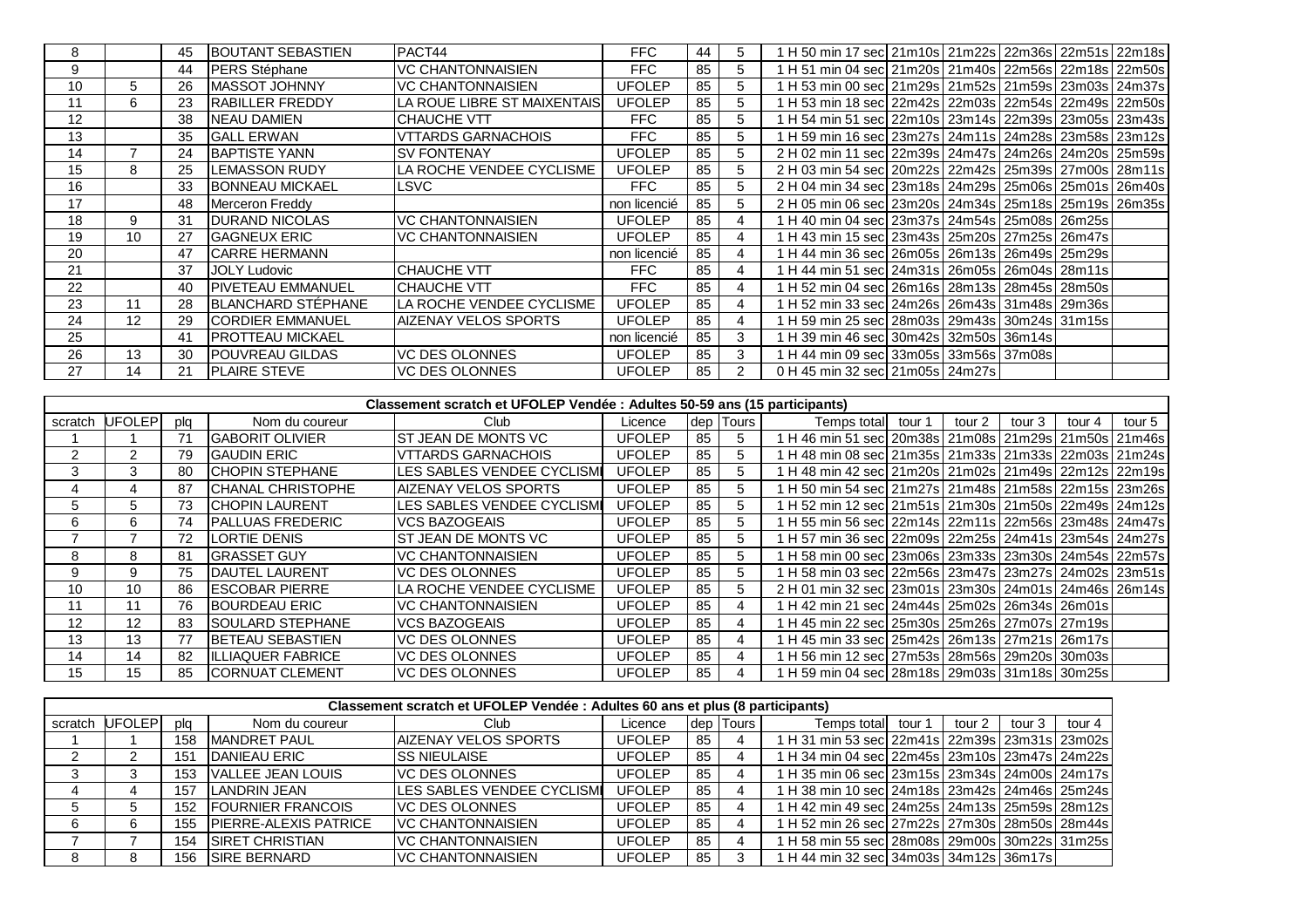| | | | | | | | | | | | | | |
|---|---|---|---|---|---|---|---|---|---|---|---|---|---|
| 8 | | 45 | BOUTANT SEBASTIEN | PACT44 | FFC | 44 | 5 | 1 H 50 min 17 sec | 21m10s | 21m22s | 22m36s | 22m51s | 22m18s |
| 9 | | 44 | PERS Stéphane | VC CHANTONNAISIEN | FFC | 85 | 5 | 1 H 51 min 04 sec | 21m20s | 21m40s | 22m56s | 22m18s | 22m50s |
| 10 | 5 | 26 | MASSOT JOHNNY | VC CHANTONNAISIEN | UFOLEP | 85 | 5 | 1 H 53 min 00 sec | 21m29s | 21m52s | 21m59s | 23m03s | 24m37s |
| 11 | 6 | 23 | RABILLER FREDDY | LA ROUE LIBRE ST MAIXENTAIS | UFOLEP | 85 | 5 | 1 H 53 min 18 sec | 22m42s | 22m03s | 22m54s | 22m49s | 22m50s |
| 12 | | 38 | NEAU DAMIEN | CHAUCHE VTT | FFC | 85 | 5 | 1 H 54 min 51 sec | 22m10s | 23m14s | 22m39s | 23m05s | 23m43s |
| 13 | | 35 | GALL ERWAN | VTTARDS GARNACHOIS | FFC | 85 | 5 | 1 H 59 min 16 sec | 23m27s | 24m11s | 24m28s | 23m58s | 23m12s |
| 14 | 7 | 24 | BAPTISTE YANN | SV FONTENAY | UFOLEP | 85 | 5 | 2 H 02 min 11 sec | 22m39s | 24m47s | 24m26s | 24m20s | 25m59s |
| 15 | 8 | 25 | LEMASSON RUDY | LA ROCHE VENDEE CYCLISME | UFOLEP | 85 | 5 | 2 H 03 min 54 sec | 20m22s | 22m42s | 25m39s | 27m00s | 28m11s |
| 16 | | 33 | BONNEAU MICKAEL | LSVC | FFC | 85 | 5 | 2 H 04 min 34 sec | 23m18s | 24m29s | 25m06s | 25m01s | 26m40s |
| 17 | | 48 | Merceron Freddy | | non licencié | 85 | 5 | 2 H 05 min 06 sec | 23m20s | 24m34s | 25m18s | 25m19s | 26m35s |
| 18 | 9 | 31 | DURAND NICOLAS | VC CHANTONNAISIEN | UFOLEP | 85 | 4 | 1 H 40 min 04 sec | 23m37s | 24m54s | 25m08s | 26m25s | |
| 19 | 10 | 27 | GAGNEUX ERIC | VC CHANTONNAISIEN | UFOLEP | 85 | 4 | 1 H 43 min 15 sec | 23m43s | 25m20s | 27m25s | 26m47s | |
| 20 | | 47 | CARRE HERMANN | | non licencié | 85 | 4 | 1 H 44 min 36 sec | 26m05s | 26m13s | 26m49s | 25m29s | |
| 21 | | 37 | JOLY Ludovic | CHAUCHE VTT | FFC | 85 | 4 | 1 H 44 min 51 sec | 24m31s | 26m05s | 26m04s | 28m11s | |
| 22 | | 40 | PIVETEAU EMMANUEL | CHAUCHE VTT | FFC | 85 | 4 | 1 H 52 min 04 sec | 26m16s | 28m13s | 28m45s | 28m50s | |
| 23 | 11 | 28 | BLANCHARD STÉPHANE | LA ROCHE VENDEE CYCLISME | UFOLEP | 85 | 4 | 1 H 52 min 33 sec | 24m26s | 26m43s | 31m48s | 29m36s | |
| 24 | 12 | 29 | CORDIER EMMANUEL | AIZENAY VELOS SPORTS | UFOLEP | 85 | 4 | 1 H 59 min 25 sec | 28m03s | 29m43s | 30m24s | 31m15s | |
| 25 | | 41 | PROTTEAU MICKAEL | | non licencié | 85 | 3 | 1 H 39 min 46 sec | 30m42s | 32m50s | 36m14s | | |
| 26 | 13 | 30 | POUVREAU GILDAS | VC DES OLONNES | UFOLEP | 85 | 3 | 1 H 44 min 09 sec | 33m05s | 33m56s | 37m08s | | |
| 27 | 14 | 21 | PLAIRE STEVE | VC DES OLONNES | UFOLEP | 85 | 2 | 0 H 45 min 32 sec | 21m05s | 24m27s | | | |

**Classement scratch et UFOLEP Vendée : Adultes 50-59 ans (15 participants)**

| scratch | UFOLEP | plq | Nom du coureur | Club | Licence | dep | Tours | Temps total | tour 1 | tour 2 | tour 3 | tour 4 | tour 5 |
|---|---|---|---|---|---|---|---|---|---|---|---|---|---|
| 1 | 1 | 71 | GABORIT OLIVIER | ST JEAN DE MONTS VC | UFOLEP | 85 | 5 | 1 H 46 min 51 sec | 20m38s | 21m08s | 21m29s | 21m50s | 21m46s |
| 2 | 2 | 79 | GAUDIN ERIC | VTTARDS GARNACHOIS | UFOLEP | 85 | 5 | 1 H 48 min 08 sec | 21m35s | 21m33s | 21m33s | 22m03s | 21m24s |
| 3 | 3 | 80 | CHOPIN STEPHANE | LES SABLES VENDEE CYCLISMI | UFOLEP | 85 | 5 | 1 H 48 min 42 sec | 21m20s | 21m02s | 21m49s | 22m12s | 22m19s |
| 4 | 4 | 87 | CHANAL CHRISTOPHE | AIZENAY VELOS SPORTS | UFOLEP | 85 | 5 | 1 H 50 min 54 sec | 21m27s | 21m48s | 21m58s | 22m15s | 23m26s |
| 5 | 5 | 73 | CHOPIN LAURENT | LES SABLES VENDEE CYCLISMI | UFOLEP | 85 | 5 | 1 H 52 min 12 sec | 21m51s | 21m30s | 21m50s | 22m49s | 24m12s |
| 6 | 6 | 74 | PALLUAS FREDERIC | VCS BAZOGEAIS | UFOLEP | 85 | 5 | 1 H 55 min 56 sec | 22m14s | 22m11s | 22m56s | 23m48s | 24m47s |
| 7 | 7 | 72 | LORTIE DENIS | ST JEAN DE MONTS VC | UFOLEP | 85 | 5 | 1 H 57 min 36 sec | 22m09s | 22m25s | 24m41s | 23m54s | 24m27s |
| 8 | 8 | 81 | GRASSET GUY | VC CHANTONNAISIEN | UFOLEP | 85 | 5 | 1 H 58 min 00 sec | 23m06s | 23m33s | 23m30s | 24m54s | 22m57s |
| 9 | 9 | 75 | DAUTEL LAURENT | VC DES OLONNES | UFOLEP | 85 | 5 | 1 H 58 min 03 sec | 22m56s | 23m47s | 23m27s | 24m02s | 23m51s |
| 10 | 10 | 86 | ESCOBAR PIERRE | LA ROCHE VENDEE CYCLISME | UFOLEP | 85 | 5 | 2 H 01 min 32 sec | 23m01s | 23m30s | 24m01s | 24m46s | 26m14s |
| 11 | 11 | 76 | BOURDEAU ERIC | VC CHANTONNAISIEN | UFOLEP | 85 | 4 | 1 H 42 min 21 sec | 24m44s | 25m02s | 26m34s | 26m01s | |
| 12 | 12 | 83 | SOULARD STEPHANE | VCS BAZOGEAIS | UFOLEP | 85 | 4 | 1 H 45 min 22 sec | 25m30s | 25m26s | 27m07s | 27m19s | |
| 13 | 13 | 77 | BETEAU SEBASTIEN | VC DES OLONNES | UFOLEP | 85 | 4 | 1 H 45 min 33 sec | 25m42s | 26m13s | 27m21s | 26m17s | |
| 14 | 14 | 82 | ILLIAQUER FABRICE | VC DES OLONNES | UFOLEP | 85 | 4 | 1 H 56 min 12 sec | 27m53s | 28m56s | 29m20s | 30m03s | |
| 15 | 15 | 85 | CORNUAT CLEMENT | VC DES OLONNES | UFOLEP | 85 | 4 | 1 H 59 min 04 sec | 28m18s | 29m03s | 31m18s | 30m25s | |

**Classement scratch et UFOLEP Vendée : Adultes 60 ans et plus (8 participants)**

| scratch | UFOLEP | plq | Nom du coureur | Club | Licence | dep | Tours | Temps total | tour 1 | tour 2 | tour 3 | tour 4 |
|---|---|---|---|---|---|---|---|---|---|---|---|---|
| 1 | 1 | 158 | MANDRET PAUL | AIZENAY VELOS SPORTS | UFOLEP | 85 | 4 | 1 H 31 min 53 sec | 22m41s | 22m39s | 23m31s | 23m02s |
| 2 | 2 | 151 | DANIEAU ERIC | SS NIEULAISE | UFOLEP | 85 | 4 | 1 H 34 min 04 sec | 22m45s | 23m10s | 23m47s | 24m22s |
| 3 | 3 | 153 | VALLEE JEAN LOUIS | VC DES OLONNES | UFOLEP | 85 | 4 | 1 H 35 min 06 sec | 23m15s | 23m34s | 24m00s | 24m17s |
| 4 | 4 | 157 | LANDRIN JEAN | LES SABLES VENDEE CYCLISMI | UFOLEP | 85 | 4 | 1 H 38 min 10 sec | 24m18s | 23m42s | 24m46s | 25m24s |
| 5 | 5 | 152 | FOURNIER FRANCOIS | VC DES OLONNES | UFOLEP | 85 | 4 | 1 H 42 min 49 sec | 24m25s | 24m13s | 25m59s | 28m12s |
| 6 | 6 | 155 | PIERRE-ALEXIS PATRICE | VC CHANTONNAISIEN | UFOLEP | 85 | 4 | 1 H 52 min 26 sec | 27m22s | 27m30s | 28m50s | 28m44s |
| 7 | 7 | 154 | SIRET CHRISTIAN | VC CHANTONNAISIEN | UFOLEP | 85 | 4 | 1 H 58 min 55 sec | 28m08s | 29m00s | 30m22s | 31m25s |
| 8 | 8 | 156 | SIRE BERNARD | VC CHANTONNAISIEN | UFOLEP | 85 | 3 | 1 H 44 min 32 sec | 34m03s | 34m12s | 36m17s | |